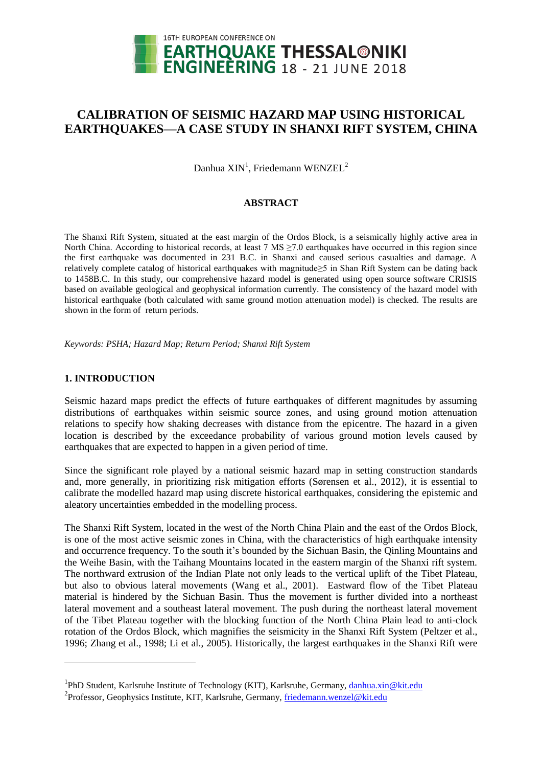# CALIBRATION OF SEISMIC HAZARD MAP USING HISTORICAL EARTHQUAKES—A CASE STUDY IN SHANXI RIFT SYSTEM, CHINA

Danhua XIN[1], Friedemann WENZEL[2]

## ABSTRACT

The Shanxi Rift System, situated at the east margin of the Ordos Block, is a seismically highly active area in North China. According to historical records, at least 7 MS ≥7.0 earthquakes have occurred in this region since the first earthquake was documented in 231 B.C. in Shanxi and caused serious casualties and damage. A relatively complete catalog of historical earthquakes with magnitude≥5 in Shan Rift System can be dating back to 1458B.C. In this study, our comprehensive hazard model is generated using open source software CRISIS based on available geological and geophysical information currently. The consistency of the hazard model with historical earthquake (both calculated with same ground motion attenuation model) is checked. The results are shown in the form of return periods.

*Keywords: PSHA; Hazard Map; Return Period; Shanxi Rift System*

## 1. INTRODUCTION

Seismic hazard maps predict the effects of future earthquakes of different magnitudes by assuming distributions of earthquakes within seismic source zones, and using ground motion attenuation relations to specify how shaking decreases with distance from the epicentre. The hazard in a given location is described by the exceedance probability of various ground motion levels caused by earthquakes that are expected to happen in a given period of time.

Since the significant role played by a national seismic hazard map in setting construction standards and, more generally, in prioritizing risk mitigation efforts (Sørensen et al., 2012), it is essential to calibrate the modelled hazard map using discrete historical earthquakes, considering the epistemic and aleatory uncertainties embedded in the modelling process.

The Shanxi Rift System, located in the west of the North China Plain and the east of the Ordos Block, is one of the most active seismic zones in China, with the characteristics of high earthquake intensity and occurrence frequency. To the south it's bounded by the Sichuan Basin, the Qinling Mountains and the Weihe Basin, with the Taihang Mountains located in the eastern margin of the Shanxi rift system. The northward extrusion of the Indian Plate not only leads to the vertical uplift of the Tibet Plateau, but also to obvious lateral movements (Wang et al., 2001). Eastward flow of the Tibet Plateau material is hindered by the Sichuan Basin. Thus the movement is further divided into a northeast lateral movement and a southeast lateral movement. The push during the northeast lateral movement of the Tibet Plateau together with the blocking function of the North China Plain lead to anti-clock rotation of the Ordos Block, which magnifies the seismicity in the Shanxi Rift System (Peltzer et al., 1996; Zhang et al., 1998; Li et al., 2005). Historically, the largest earthquakes in the Shanxi Rift were

---

[1]PhD Student, Karlsruhe Institute of Technology (KIT), Karlsruhe, Germany, danhua.xin@kit.edu

[2]Professor, Geophysics Institute, KIT, Karlsruhe, Germany, friedemann.wenzel@kit.edu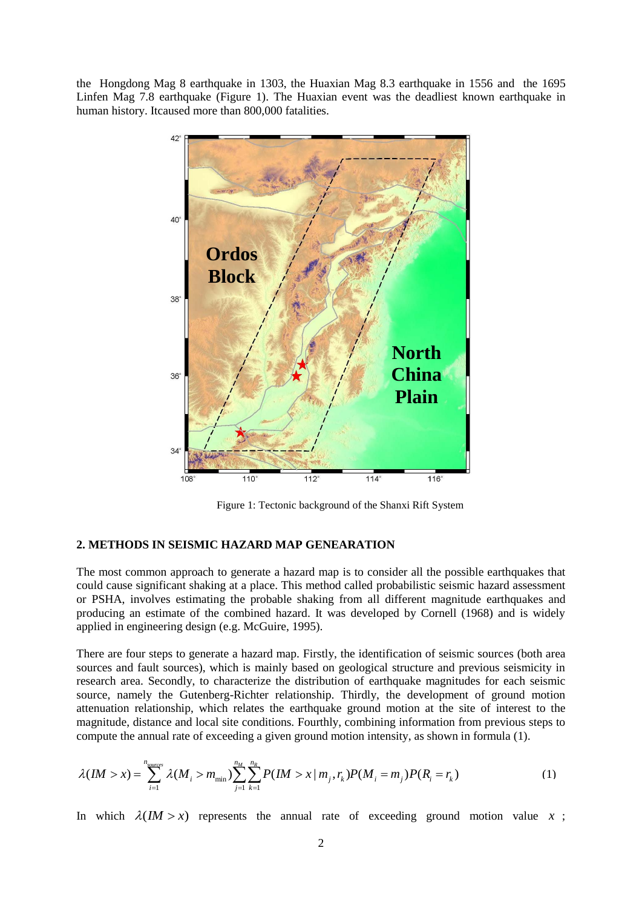the Hongdong Mag 8 earthquake in 1303, the Huaxian Mag 8.3 earthquake in 1556 and the 1695 Linfen Mag 7.8 earthquake (Figure 1). The Huaxian event was the deadliest known earthquake in human history. Itcaused more than 800,000 fatalities.

Figure 1: Tectonic background of the Shanxi Rift System

## 2. METHODS IN SEISMIC HAZARD MAP GENEARATION

The most common approach to generate a hazard map is to consider all the possible earthquakes that could cause significant shaking at a place. This method called probabilistic seismic hazard assessment or PSHA, involves estimating the probable shaking from all different magnitude earthquakes and producing an estimate of the combined hazard. It was developed by Cornell (1968) and is widely applied in engineering design (e.g. McGuire, 1995).

There are four steps to generate a hazard map. Firstly, the identification of seismic sources (both area sources and fault sources), which is mainly based on geological structure and previous seismicity in research area. Secondly, to characterize the distribution of earthquake magnitudes for each seismic source, namely the Gutenberg-Richter relationship. Thirdly, the development of ground motion attenuation relationship, which relates the earthquake ground motion at the site of interest to the magnitude, distance and local site conditions. Fourthly, combining information from previous steps to compute the annual rate of exceeding a given ground motion intensity, as shown in formula (1).

$$\lambda(IM > x) = \sum_{i=1}^{n_{sources}} \lambda(M_i > m_{\min}) \sum_{j=1}^{n_M} \sum_{k=1}^{n_R} P(IM > x \mid m_j, r_k) P(M_i = m_j) P(R_i = r_k) \tag{1}$$

In which $\lambda(IM > x)$ represents the annual rate of exceeding ground motion value $x$ ;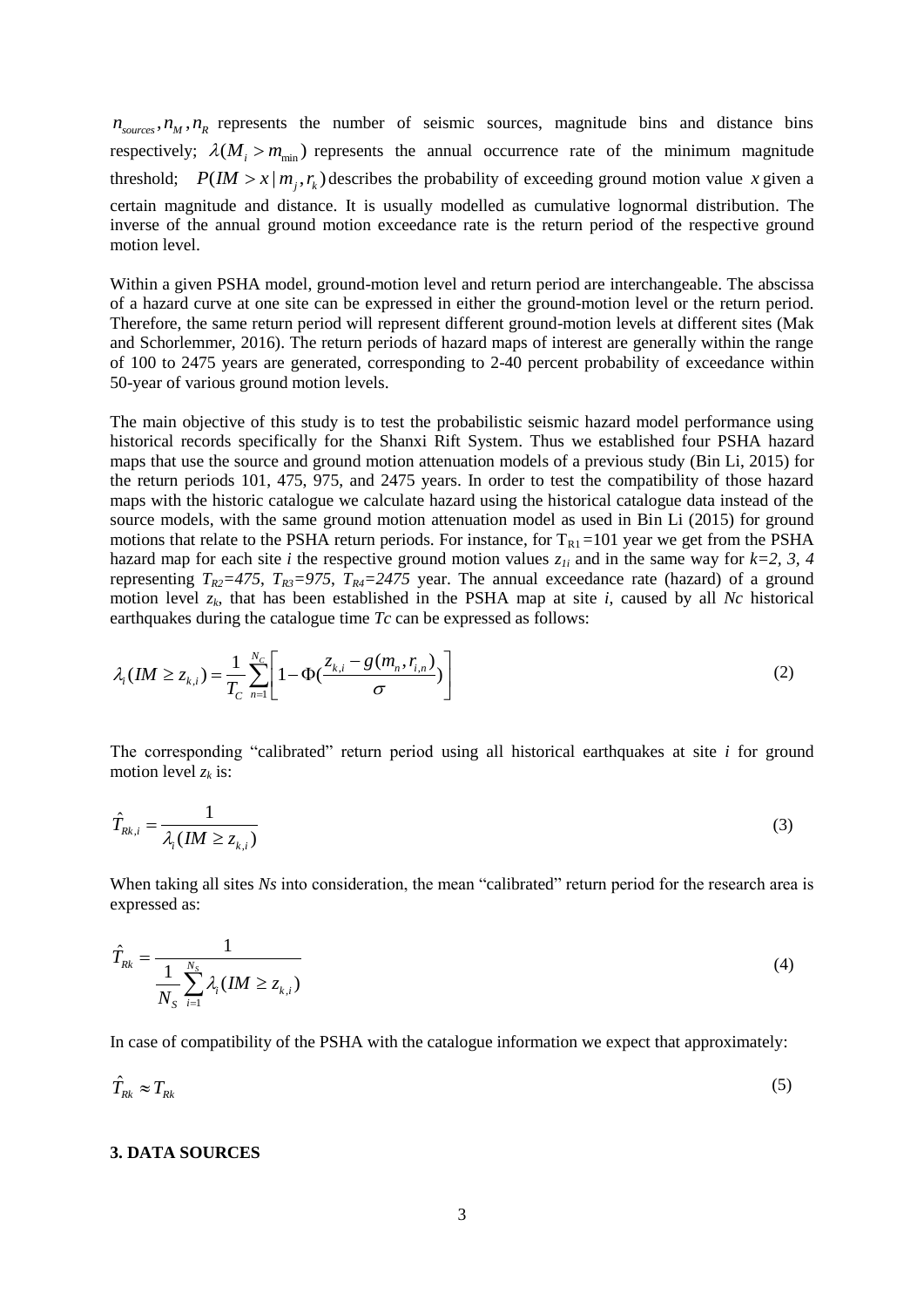$n_{sources}, n_M, n_R$ represents the number of seismic sources, magnitude bins and distance bins respectively; $\lambda(M_i > m_{\min})$ represents the annual occurrence rate of the minimum magnitude threshold; $P(IM > x \mid m_j, r_k)$ describes the probability of exceeding ground motion value $x$ given a certain magnitude and distance. It is usually modelled as cumulative lognormal distribution. The inverse of the annual ground motion exceedance rate is the return period of the respective ground motion level.

Within a given PSHA model, ground-motion level and return period are interchangeable. The abscissa of a hazard curve at one site can be expressed in either the ground-motion level or the return period. Therefore, the same return period will represent different ground-motion levels at different sites (Mak and Schorlemmer, 2016). The return periods of hazard maps of interest are generally within the range of 100 to 2475 years are generated, corresponding to 2-40 percent probability of exceedance within 50-year of various ground motion levels.

The main objective of this study is to test the probabilistic seismic hazard model performance using historical records specifically for the Shanxi Rift System. Thus we established four PSHA hazard maps that use the source and ground motion attenuation models of a previous study (Bin Li, 2015) for the return periods 101, 475, 975, and 2475 years. In order to test the compatibility of those hazard maps with the historic catalogue we calculate hazard using the historical catalogue data instead of the source models, with the same ground motion attenuation model as used in Bin Li (2015) for ground motions that relate to the PSHA return periods. For instance, for $T_{R1}=101$ year we get from the PSHA hazard map for each site $i$ the respective ground motion values $z_{1i}$ and in the same way for $k=2, 3, 4$ representing $T_{R2}=475$, $T_{R3}=975$, $T_{R4}=2475$ year. The annual exceedance rate (hazard) of a ground motion level $z_k$, that has been established in the PSHA map at site $i$, caused by all $N_C$ historical earthquakes during the catalogue time $T_C$ can be expressed as follows:

$$\lambda_i(IM \geq z_{k,i}) = \frac{1}{T_C} \sum_{n=1}^{N_C} \left[ 1 - \Phi\left(\frac{z_{k,i} - g(m_n, r_{i,n})}{\sigma}\right) \right] \tag{2}$$

The corresponding "calibrated" return period using all historical earthquakes at site $i$ for ground motion level $z_k$ is:

$$\hat{T}_{Rk,i} = \frac{1}{\lambda_i(IM \geq z_{k,i})} \tag{3}$$

When taking all sites $N_S$ into consideration, the mean "calibrated" return period for the research area is expressed as:

$$\hat{T}_{Rk} = \frac{1}{\frac{1}{N_S} \sum_{i=1}^{N_S} \lambda_i(IM \geq z_{k,i})} \tag{4}$$

In case of compatibility of the PSHA with the catalogue information we expect that approximately:

$$\hat{T}_{Rk} \approx T_{Rk} \tag{5}$$

**3. DATA SOURCES**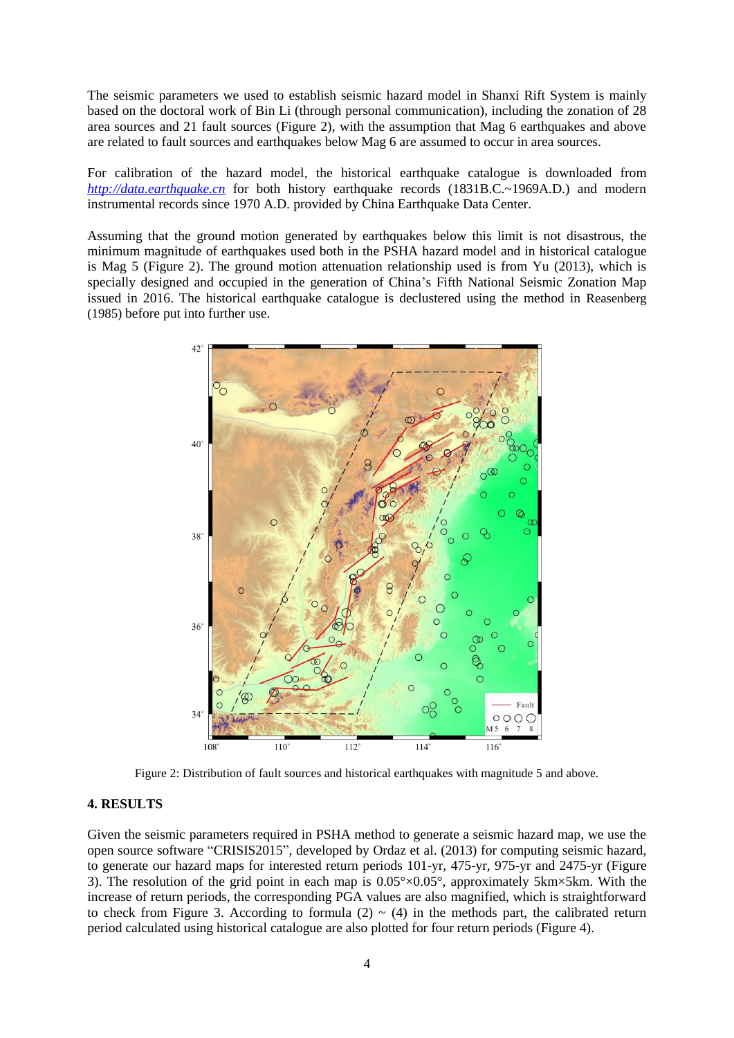The seismic parameters we used to establish seismic hazard model in Shanxi Rift System is mainly based on the doctoral work of Bin Li (through personal communication), including the zonation of 28 area sources and 21 fault sources (Figure 2), with the assumption that Mag 6 earthquakes and above are related to fault sources and earthquakes below Mag 6 are assumed to occur in area sources.

For calibration of the hazard model, the historical earthquake catalogue is downloaded from *http://data.earthquake.cn* for both history earthquake records (1831B.C.~1969A.D.) and modern instrumental records since 1970 A.D. provided by China Earthquake Data Center.

Assuming that the ground motion generated by earthquakes below this limit is not disastrous, the minimum magnitude of earthquakes used both in the PSHA hazard model and in historical catalogue is Mag 5 (Figure 2). The ground motion attenuation relationship used is from Yu (2013), which is specially designed and occupied in the generation of China's Fifth National Seismic Zonation Map issued in 2016. The historical earthquake catalogue is declustered using the method in Reasenberg (1985) before put into further use.

Figure 2: Distribution of fault sources and historical earthquakes with magnitude 5 and above.

## 4. RESULTS

Given the seismic parameters required in PSHA method to generate a seismic hazard map, we use the open source software "CRISIS2015", developed by Ordaz et al. (2013) for computing seismic hazard, to generate our hazard maps for interested return periods 101-yr, 475-yr, 975-yr and 2475-yr (Figure 3). The resolution of the grid point in each map is 0.05°×0.05°, approximately 5km×5km. With the increase of return periods, the corresponding PGA values are also magnified, which is straightforward to check from Figure 3. According to formula (2) ~ (4) in the methods part, the calibrated return period calculated using historical catalogue are also plotted for four return periods (Figure 4).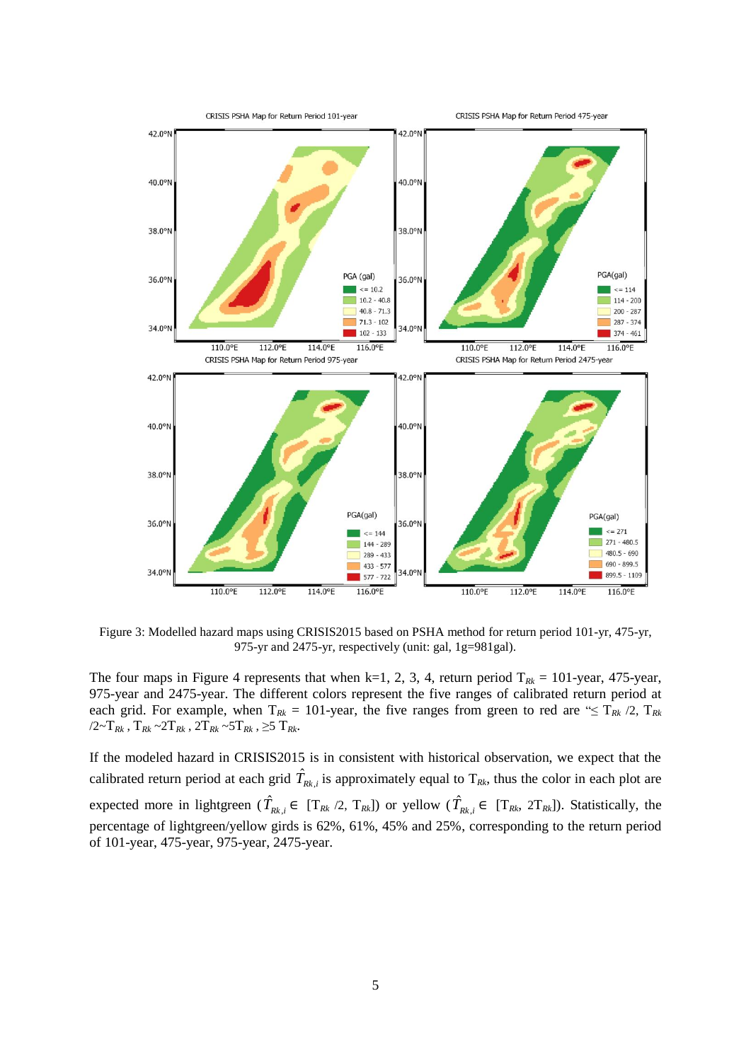Figure 3: Modelled hazard maps using CRISIS2015 based on PSHA method for return period 101-yr, 475-yr, 975-yr and 2475-yr, respectively (unit: gal, 1g=981gal).

The four maps in Figure 4 represents that when k=1, 2, 3, 4, return period $T_{Rk}$ = 101-year, 475-year, 975-year and 2475-year. The different colors represent the five ranges of calibrated return period at each grid. For example, when $T_{Rk}$ = 101-year, the five ranges from green to red are "$\leq T_{Rk}/2$, $T_{Rk}/2 \sim T_{Rk}$, $T_{Rk} \sim 2T_{Rk}$, $2T_{Rk} \sim 5T_{Rk}$, $\geq 5\,T_{Rk}$.

If the modeled hazard in CRISIS2015 is in consistent with historical observation, we expect that the calibrated return period at each grid $\hat{T}_{Rk,i}$ is approximately equal to $T_{Rk}$, thus the color in each plot are expected more in lightgreen ($\hat{T}_{Rk,i} \in [T_{Rk}/2,\ T_{Rk}]$) or yellow ($\hat{T}_{Rk,i} \in [T_{Rk},\ 2T_{Rk}]$). Statistically, the percentage of lightgreen/yellow girds is 62%, 61%, 45% and 25%, corresponding to the return period of 101-year, 475-year, 975-year, 2475-year.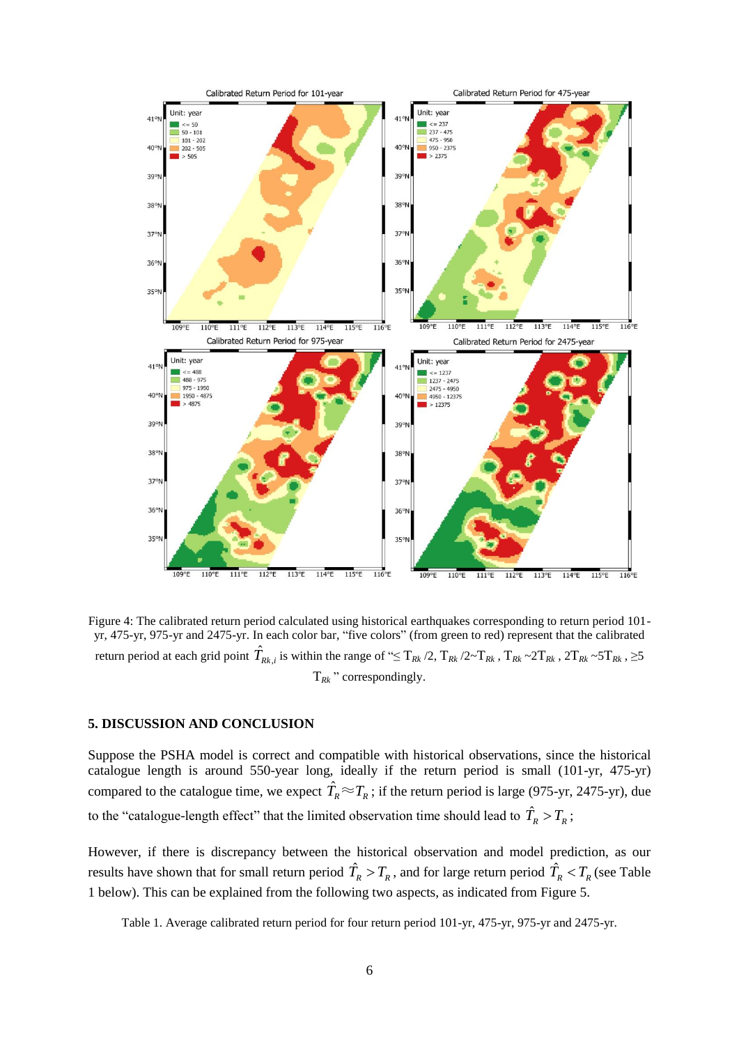Figure 4: The calibrated return period calculated using historical earthquakes corresponding to return period 101-yr, 475-yr, 975-yr and 2475-yr. In each color bar, "five colors" (from green to red) represent that the calibrated return period at each grid point $\hat{T}_{Rk,i}$ is within the range of "$\leq T_{Rk}/2$, $T_{Rk}/2 \sim T_{Rk}$, $T_{Rk} \sim 2T_{Rk}$, $2T_{Rk} \sim 5T_{Rk}$, $\geq 5T_{Rk}$" correspondingly.

## 5. DISCUSSION AND CONCLUSION

Suppose the PSHA model is correct and compatible with historical observations, since the historical catalogue length is around 550-year long, ideally if the return period is small (101-yr, 475-yr) compared to the catalogue time, we expect $\hat{T}_R \approx T_R$; if the return period is large (975-yr, 2475-yr), due to the "catalogue-length effect" that the limited observation time should lead to $\hat{T}_R > T_R$;

However, if there is discrepancy between the historical observation and model prediction, as our results have shown that for small return period $\hat{T}_R > T_R$, and for large return period $\hat{T}_R < T_R$ (see Table 1 below). This can be explained from the following two aspects, as indicated from Figure 5.

Table 1. Average calibrated return period for four return period 101-yr, 475-yr, 975-yr and 2475-yr.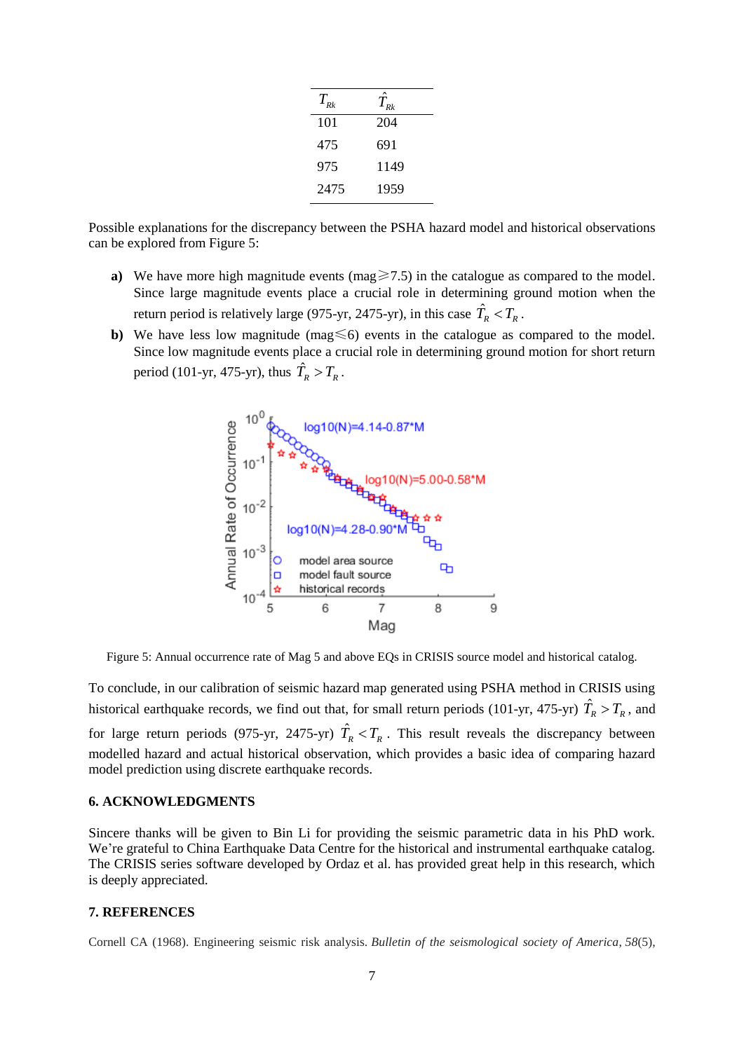| $T_{Rk}$ | $\hat{T}_{Rk}$ |
|---|---|
| 101 | 204 |
| 475 | 691 |
| 975 | 1149 |
| 2475 | 1959 |

Possible explanations for the discrepancy between the PSHA hazard model and historical observations can be explored from Figure 5:

**a)** We have more high magnitude events (mag≥7.5) in the catalogue as compared to the model. Since large magnitude events place a crucial role in determining ground motion when the return period is relatively large (975-yr, 2475-yr), in this case $\hat{T}_R < T_R$.

**b)** We have less low magnitude (mag≤6) events in the catalogue as compared to the model. Since low magnitude events place a crucial role in determining ground motion for short return period (101-yr, 475-yr), thus $\hat{T}_R > T_R$.

Figure 5: Annual occurrence rate of Mag 5 and above EQs in CRISIS source model and historical catalog.

To conclude, in our calibration of seismic hazard map generated using PSHA method in CRISIS using historical earthquake records, we find out that, for small return periods (101-yr, 475-yr) $\hat{T}_R > T_R$, and for large return periods (975-yr, 2475-yr) $\hat{T}_R < T_R$. This result reveals the discrepancy between modelled hazard and actual historical observation, which provides a basic idea of comparing hazard model prediction using discrete earthquake records.

## 6. ACKNOWLEDGMENTS

Sincere thanks will be given to Bin Li for providing the seismic parametric data in his PhD work. We're grateful to China Earthquake Data Centre for the historical and instrumental earthquake catalog. The CRISIS series software developed by Ordaz et al. has provided great help in this research, which is deeply appreciated.

## 7. REFERENCES

Cornell CA (1968). Engineering seismic risk analysis. *Bulletin of the seismological society of America, 58*(5),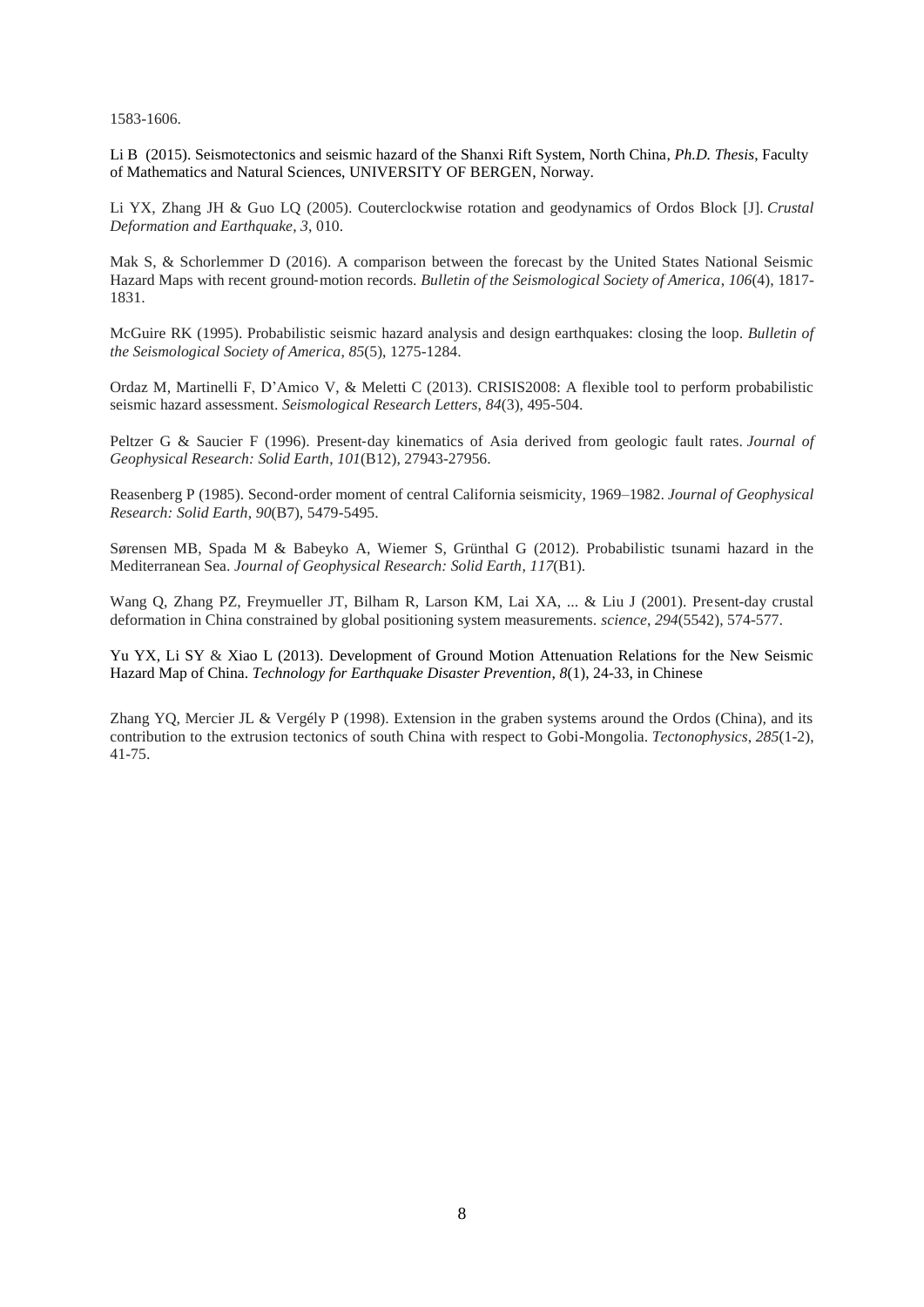1583-1606.

Li B (2015). Seismotectonics and seismic hazard of the Shanxi Rift System, North China, *Ph.D. Thesis*, Faculty of Mathematics and Natural Sciences, UNIVERSITY OF BERGEN, Norway.

Li YX, Zhang JH & Guo LQ (2005). Couterclockwise rotation and geodynamics of Ordos Block [J]. *Crustal Deformation and Earthquake*, *3*, 010.

Mak S, & Schorlemmer D (2016). A comparison between the forecast by the United States National Seismic Hazard Maps with recent ground‐motion records. *Bulletin of the Seismological Society of America*, *106*(4), 1817-1831.

McGuire RK (1995). Probabilistic seismic hazard analysis and design earthquakes: closing the loop. *Bulletin of the Seismological Society of America*, *85*(5), 1275-1284.

Ordaz M, Martinelli F, D'Amico V, & Meletti C (2013). CRISIS2008: A flexible tool to perform probabilistic seismic hazard assessment. *Seismological Research Letters*, *84*(3), 495-504.

Peltzer G & Saucier F (1996). Present‐day kinematics of Asia derived from geologic fault rates. *Journal of Geophysical Research: Solid Earth*, *101*(B12), 27943-27956.

Reasenberg P (1985). Second‐order moment of central California seismicity, 1969–1982. *Journal of Geophysical Research: Solid Earth*, *90*(B7), 5479-5495.

Sørensen MB, Spada M & Babeyko A, Wiemer S, Grünthal G (2012). Probabilistic tsunami hazard in the Mediterranean Sea. *Journal of Geophysical Research: Solid Earth*, *117*(B1).

Wang Q, Zhang PZ, Freymueller JT, Bilham R, Larson KM, Lai XA, ... & Liu J (2001). Present-day crustal deformation in China constrained by global positioning system measurements. *science*, *294*(5542), 574-577.

Yu YX, Li SY & Xiao L (2013). Development of Ground Motion Attenuation Relations for the New Seismic Hazard Map of China. *Technology for Earthquake Disaster Prevention*, *8*(1), 24-33, in Chinese

Zhang YQ, Mercier JL & Vergély P (1998). Extension in the graben systems around the Ordos (China), and its contribution to the extrusion tectonics of south China with respect to Gobi-Mongolia. *Tectonophysics*, *285*(1-2), 41-75.